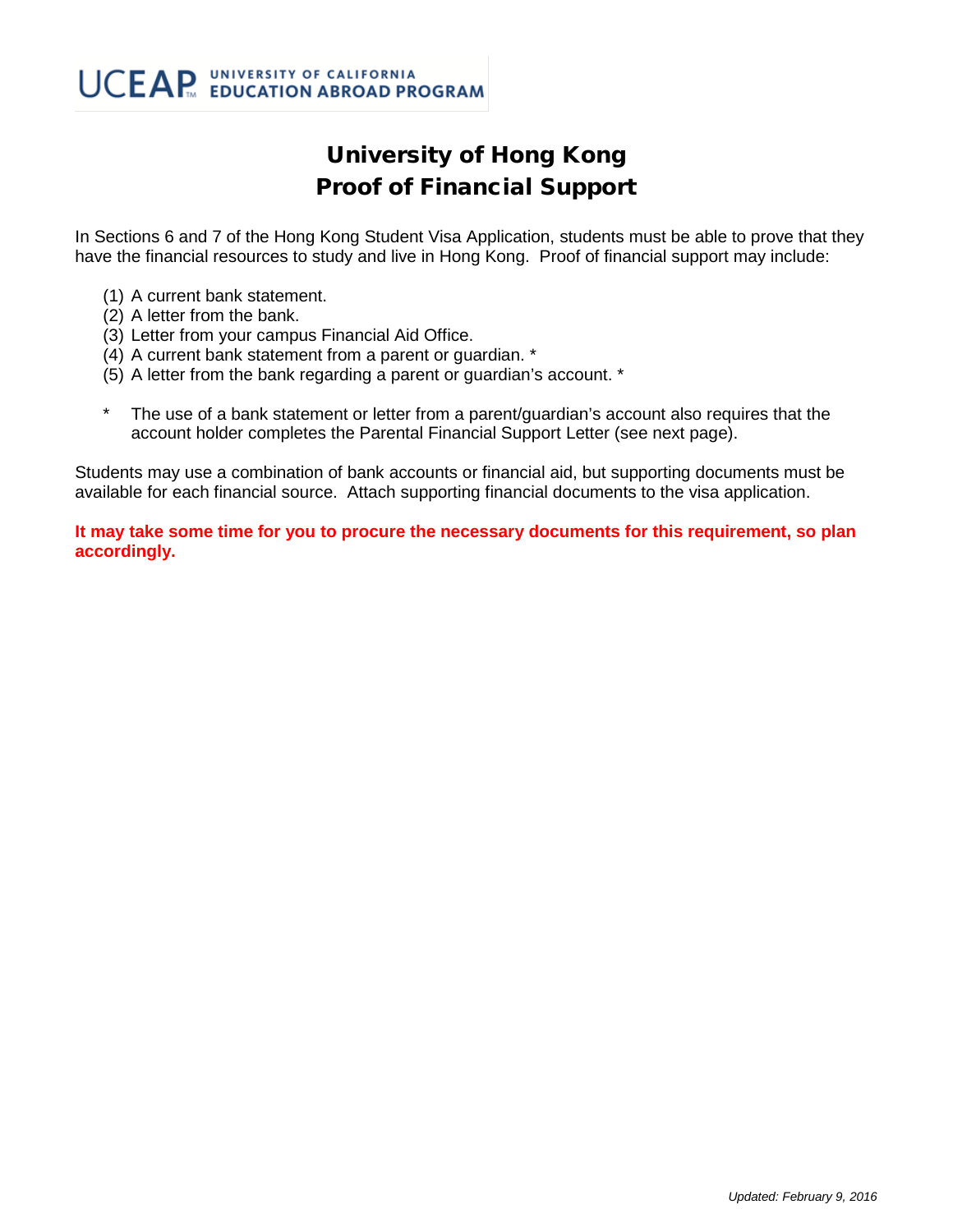UCEAP UNIVERSITY OF CALIFORNIA EDUCATION ABROAD PROGRAM

# University of Hong Kong
# Proof of Financial Support

In Sections 6 and 7 of the Hong Kong Student Visa Application, students must be able to prove that they have the financial resources to study and live in Hong Kong. Proof of financial support may include:

(1) A current bank statement.
(2) A letter from the bank.
(3) Letter from your campus Financial Aid Office.
(4) A current bank statement from a parent or guardian. *
(5) A letter from the bank regarding a parent or guardian's account. *

\* The use of a bank statement or letter from a parent/guardian's account also requires that the account holder completes the Parental Financial Support Letter (see next page).

Students may use a combination of bank accounts or financial aid, but supporting documents must be available for each financial source. Attach supporting financial documents to the visa application.

**It may take some time for you to procure the necessary documents for this requirement, so plan accordingly.**

*Updated: February 9, 2016*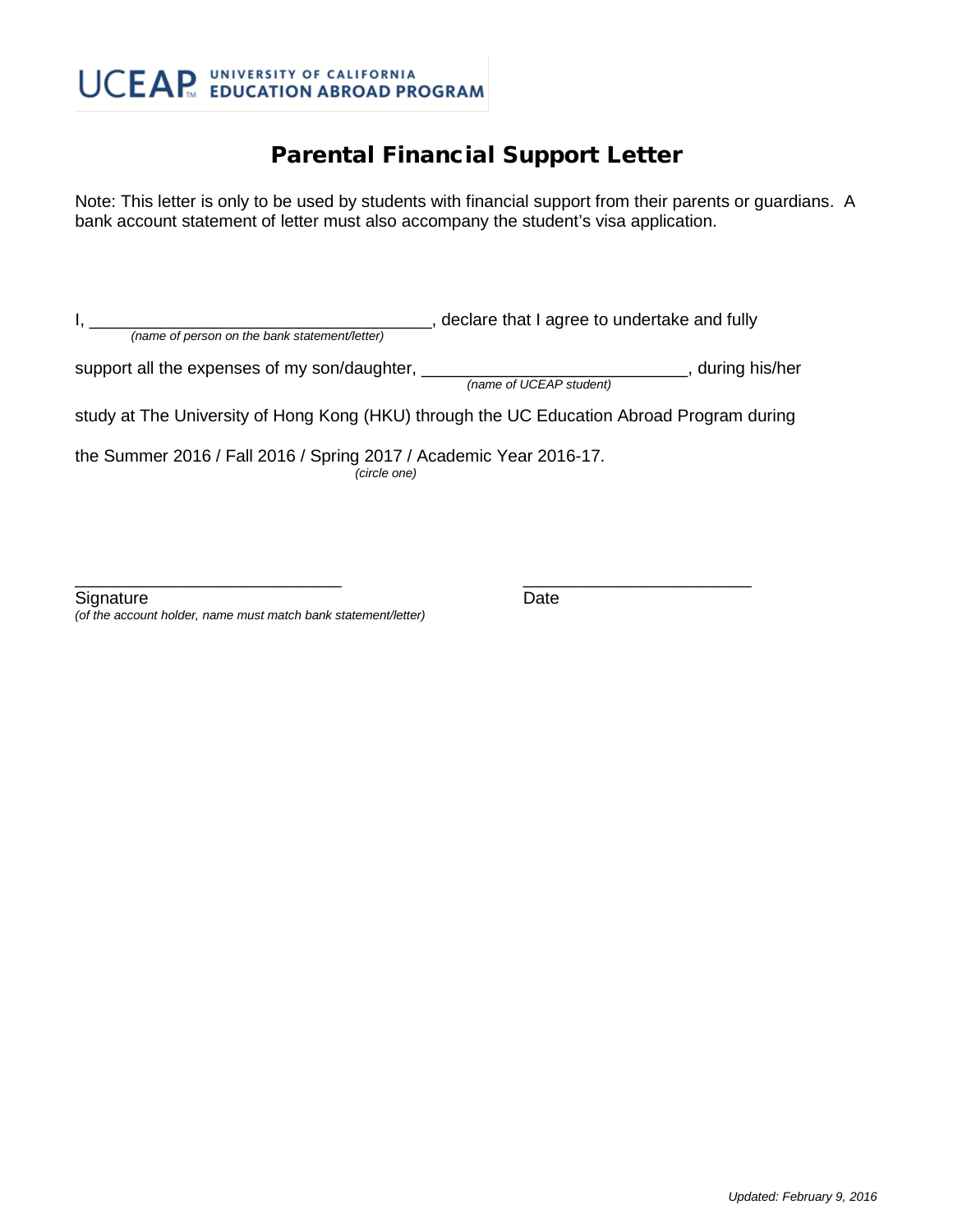UCEAP UNIVERSITY OF CALIFORNIA EDUCATION ABROAD PROGRAM

# Parental Financial Support Letter

Note: This letter is only to be used by students with financial support from their parents or guardians. A bank account statement of letter must also accompany the student's visa application.

I, ___________________________________, declare that I agree to undertake and fully
*(name of person on the bank statement/letter)*

support all the expenses of my son/daughter, ___________________________, during his/her
*(name of UCEAP student)*

study at The University of Hong Kong (HKU) through the UC Education Abroad Program during

the Summer 2016 / Fall 2016 / Spring 2017 / Academic Year 2016-17.
*(circle one)*

___________________________ ________________________

Signature
*(of the account holder, name must match bank statement/letter)*

Date

*Updated: February 9, 2016*